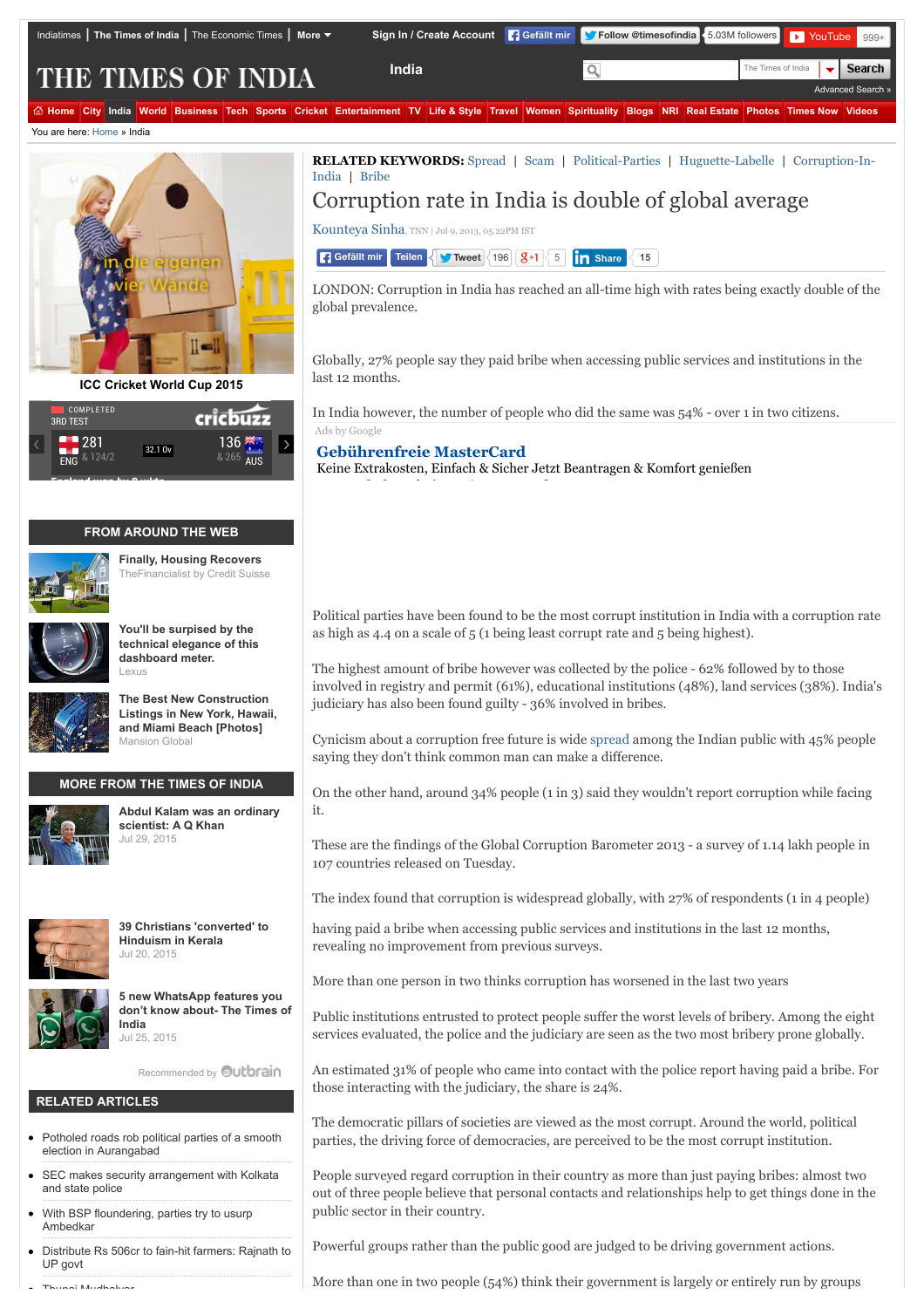# Corruption rate in India is double of global average

RELATED KEYWORDS: Spread | Scam | Political-Parties | Huguette-Labelle | Corruption-In-India | Bribe

Kounteya Sinha, TNN | Jul 9, 2013, 05.22PM IST

LONDON: Corruption in India has reached an all-time high with rates being exactly double of the global prevalence.

Globally, 27% people say they paid bribe when accessing public services and institutions in the last 12 months.

In India however, the number of people who did the same was 54% - over 1 in two citizens.

Political parties have been found to be the most corrupt institution in India with a corruption rate as high as 4.4 on a scale of 5 (1 being least corrupt rate and 5 being highest).

The highest amount of bribe however was collected by the police - 62% followed by to those involved in registry and permit (61%), educational institutions (48%), land services (38%). India's judiciary has also been found guilty - 36% involved in bribes.

Cynicism about a corruption free future is wide spread among the Indian public with 45% people saying they don't think common man can make a difference.

On the other hand, around 34% people (1 in 3) said they wouldn't report corruption while facing it.

These are the findings of the Global Corruption Barometer 2013 - a survey of 1.14 lakh people in 107 countries released on Tuesday.

The index found that corruption is widespread globally, with 27% of respondents (1 in 4 people)

having paid a bribe when accessing public services and institutions in the last 12 months, revealing no improvement from previous surveys.

More than one person in two thinks corruption has worsened in the last two years

Public institutions entrusted to protect people suffer the worst levels of bribery. Among the eight services evaluated, the police and the judiciary are seen as the two most bribery prone globally.

An estimated 31% of people who came into contact with the police report having paid a bribe. For those interacting with the judiciary, the share is 24%.

The democratic pillars of societies are viewed as the most corrupt. Around the world, political parties, the driving force of democracies, are perceived to be the most corrupt institution.

People surveyed regard corruption in their country as more than just paying bribes: almost two out of three people believe that personal contacts and relationships help to get things done in the public sector in their country.

Powerful groups rather than the public good are judged to be driving government actions.

More than one in two people (54%) think their government is largely or entirely run by groups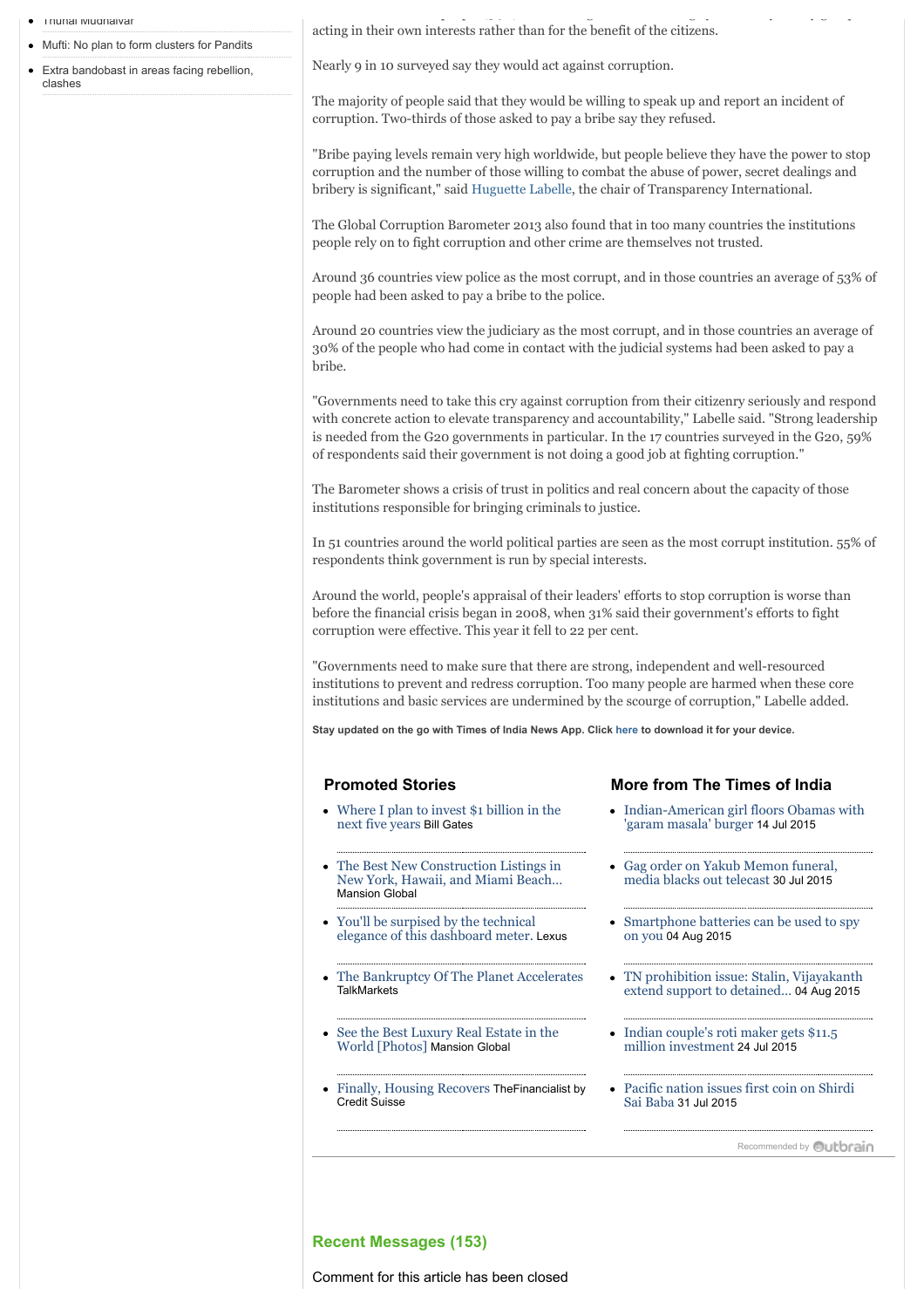- Thurai Mudhalvar
- Mufti: No plan to form clusters for Pandits
- Extra bandobast in areas facing rebellion, clashes

acting in their own interests rather than for the benefit of the citizens.

Nearly 9 in 10 surveyed say they would act against corruption.

The majority of people said that they would be willing to speak up and report an incident of corruption. Two-thirds of those asked to pay a bribe say they refused.

"Bribe paying levels remain very high worldwide, but people believe they have the power to stop corruption and the number of those willing to combat the abuse of power, secret dealings and bribery is significant," said Huguette Labelle, the chair of Transparency International.

The Global Corruption Barometer 2013 also found that in too many countries the institutions people rely on to fight corruption and other crime are themselves not trusted.

Around 36 countries view police as the most corrupt, and in those countries an average of 53% of people had been asked to pay a bribe to the police.

Around 20 countries view the judiciary as the most corrupt, and in those countries an average of 30% of the people who had come in contact with the judicial systems had been asked to pay a bribe.

"Governments need to take this cry against corruption from their citizenry seriously and respond with concrete action to elevate transparency and accountability," Labelle said. "Strong leadership is needed from the G20 governments in particular. In the 17 countries surveyed in the G20, 59% of respondents said their government is not doing a good job at fighting corruption."

The Barometer shows a crisis of trust in politics and real concern about the capacity of those institutions responsible for bringing criminals to justice.

In 51 countries around the world political parties are seen as the most corrupt institution. 55% of respondents think government is run by special interests.

Around the world, people's appraisal of their leaders' efforts to stop corruption is worse than before the financial crisis began in 2008, when 31% said their government's efforts to fight corruption were effective. This year it fell to 22 per cent.

"Governments need to make sure that there are strong, independent and well-resourced institutions to prevent and redress corruption. Too many people are harmed when these core institutions and basic services are undermined by the scourge of corruption," Labelle added.

**Stay updated on the go with Times of India News App. Click here to download it for your device.**

### Promoted Stories

- Where I plan to invest $1 billion in the next five years Bill Gates
- The Best New Construction Listings in New York, Hawaii, and Miami Beach... Mansion Global
- You'll be surprised by the technical elegance of this dashboard meter. Lexus
- The Bankruptcy Of The Planet Accelerates TalkMarkets
- See the Best Luxury Real Estate in the World [Photos] Mansion Global
- Finally, Housing Recovers TheFinancialist by Credit Suisse

### More from The Times of India

- Indian-American girl floors Obamas with 'garam masala' burger 14 Jul 2015
- Gag order on Yakub Memon funeral, media blacks out telecast 30 Jul 2015
- Smartphone batteries can be used to spy on you 04 Aug 2015
- TN prohibition issue: Stalin, Vijayakanth extend support to detained... 04 Aug 2015
- Indian couple's roti maker gets $11.5 million investment 24 Jul 2015
- Pacific nation issues first coin on Shirdi Sai Baba 31 Jul 2015

Recommended by Outbrain

## Recent Messages (153)

Comment for this article has been closed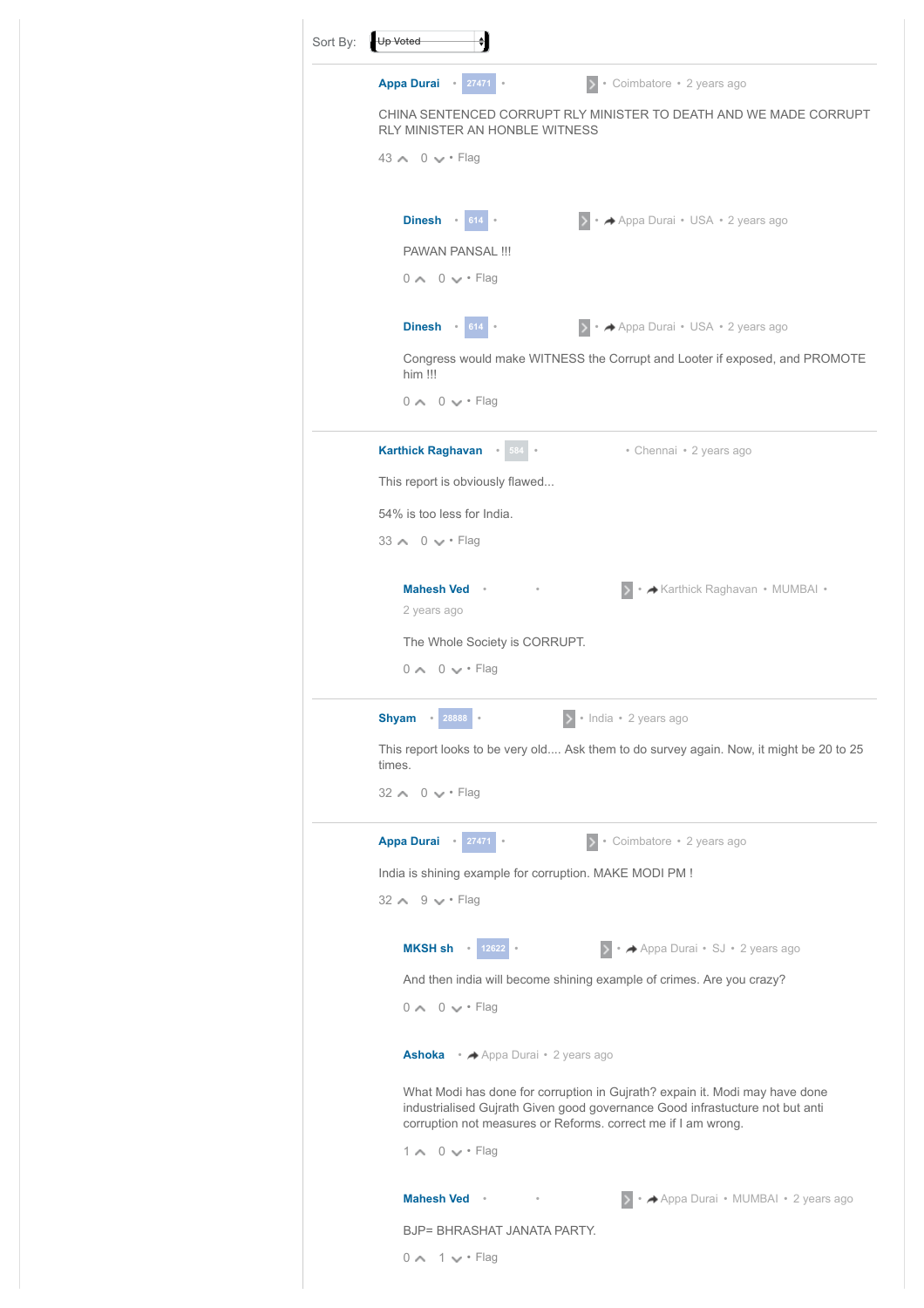Sort By: Up Voted

**Appa Durai** • 27471 • • Coimbatore • 2 years ago

CHINA SENTENCED CORRUPT RLY MINISTER TO DEATH AND WE MADE CORRUPT RLY MINISTER AN HONBLE WITNESS

43 ^ 0 v • Flag

> **Dinesh** • 614 • • Appa Durai • USA • 2 years ago
>
> PAWAN PANSAL !!!
>
> 0 ^ 0 v • Flag

> **Dinesh** • 614 • • Appa Durai • USA • 2 years ago
>
> Congress would make WITNESS the Corrupt and Looter if exposed, and PROMOTE him !!!
>
> 0 ^ 0 v • Flag

---

**Karthick Raghavan** • 584 • • Chennai • 2 years ago

This report is obviously flawed...

54% is too less for India.

33 ^ 0 v • Flag

> **Mahesh Ved** • • • Karthick Raghavan • MUMBAI • 2 years ago
>
> The Whole Society is CORRUPT.
>
> 0 ^ 0 v • Flag

---

**Shyam** • 28888 • • India • 2 years ago

This report looks to be very old.... Ask them to do survey again. Now, it might be 20 to 25 times.

32 ^ 0 v • Flag

---

**Appa Durai** • 27471 • • Coimbatore • 2 years ago

India is shining example for corruption. MAKE MODI PM !

32 ^ 9 v • Flag

> **MKSH sh** • 12622 • • Appa Durai • SJ • 2 years ago
>
> And then india will become shining example of crimes. Are you crazy?
>
> 0 ^ 0 v • Flag

> **Ashoka** • Appa Durai • 2 years ago
>
> What Modi has done for corruption in Gujrath? expain it. Modi may have done industrialised Gujrath Given good governance Good infrastucture not but anti corruption not measures or Reforms. correct me if I am wrong.
>
> 1 ^ 0 v • Flag

> **Mahesh Ved** • • • Appa Durai • MUMBAI • 2 years ago
>
> BJP= BHRASHAT JANATA PARTY.
>
> 0 ^ 1 v • Flag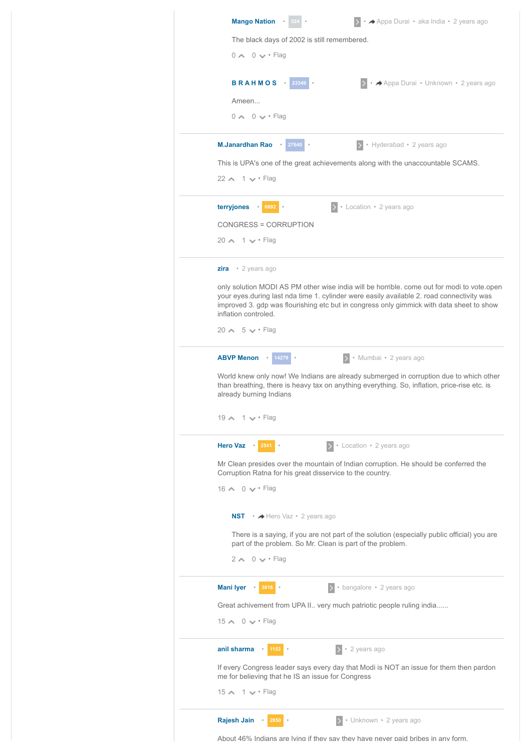**Mango Nation** • 524 • • Appa Durai • aka India • 2 years ago

The black days of 2002 is still remembered.

0 ^ 0 v • Flag

**B R A H M O S** • 23349 • • Appa Durai • Unknown • 2 years ago

Ameen...

0 ^ 0 v • Flag

---

**M.Janardhan Rao** • 27640 • • Hyderabad • 2 years ago

This is UPA's one of the great achievements along with the unaccountable SCAMS.

22 ^ 1 v • Flag

---

**terryjones** • 6692 • • Location • 2 years ago

CONGRESS = CORRUPTION

20 ^ 1 v • Flag

---

**zira** • 2 years ago

only solution MODI AS PM other wise india will be horrible. come out for modi to vote.open your eyes.during last nda time 1. cylinder were easily available 2. road connectivity was improved 3. gdp was flourishing etc but in congress only gimmick with data sheet to show inflation controled.

20 ^ 5 v • Flag

---

**ABVP Menon** • 14279 • • Mumbai • 2 years ago

World knew only now! We Indians are already submerged in corruption due to which other than breathing, there is heavy tax on anything everything. So, inflation, price-rise etc. is already burning Indians

19 ^ 1 v • Flag

---

**Hero Vaz** • 2541 • • Location • 2 years ago

Mr Clean presides over the mountain of Indian corruption. He should be conferred the Corruption Ratna for his great disservice to the country.

16 ^ 0 v • Flag

**NST** • Hero Vaz • 2 years ago

There is a saying, if you are not part of the solution (especially public official) you are part of the problem. So Mr. Clean is part of the problem.

2 ^ 0 v • Flag

---

**Mani Iyer** • 3616 • • bangalore • 2 years ago

Great achivement from UPA II.. very much patriotic people ruling india......

15 ^ 0 v • Flag

---

**anil sharma** • 1153 • • 2 years ago

If every Congress leader says every day that Modi is NOT an issue for them then pardon me for believing that he IS an issue for Congress

15 ^ 1 v • Flag

---

**Rajesh Jain** • 2850 • • Unknown • 2 years ago

About 46% Indians are lying if they say they have never paid bribes in any form.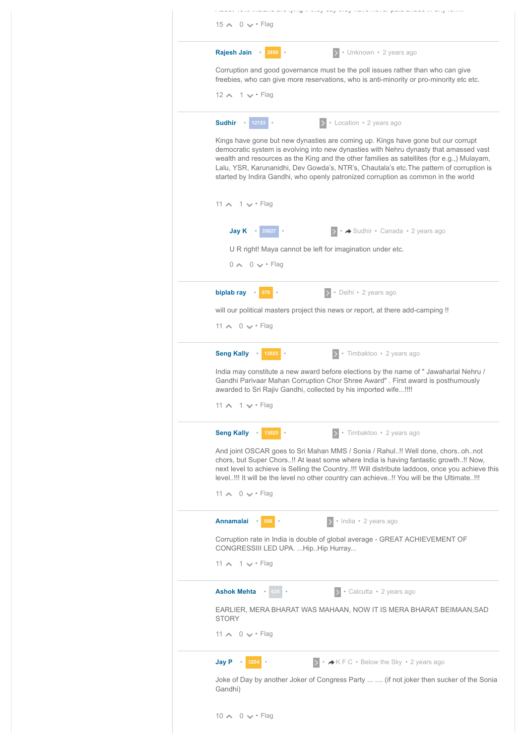About 49% Indians are lying if they say they have never paid bribes in any form.

15 ^ 0 v • Flag

---

**Rajesh Jain** • 2850 • • Unknown • 2 years ago

Corruption and good governance must be the poll issues rather than who can give freebies, who can give more reservations, who is anti-minority or pro-minority etc etc.

12 ^ 1 v • Flag

---

**Sudhir** • 12153 • • Location • 2 years ago

Kings have gone but new dynasties are coming up. Kings have gone but our corrupt democratic system is evolving into new dynasties with Nehru dynasty that amassed vast wealth and resources as the King and the other families as satellites (for e.g.,) Mulayam, Lalu, YSR, Karunanidhi, Dev Gowda's, NTR's, Chautala's etc.The pattern of corruption is started by Indira Gandhi, who openly patronized corruption as common in the world

11 ^ 1 v • Flag

> **Jay K** • 35027 • • Sudhir • Canada • 2 years ago
>
> U R right! Maya cannot be left for imagination under etc.
>
> 0 ^ 0 v • Flag

---

**biplab ray** • 570 • • Delhi • 2 years ago

will our political masters project this news or report, at there add-camping !!

11 ^ 0 v • Flag

---

**Seng Kally** • 13025 • • Timbaktoo • 2 years ago

India may constitute a new award before elections by the name of " Jawaharlal Nehru / Gandhi Parivaar Mahan Corruption Chor Shree Award" . First award is posthumously awarded to Sri Rajiv Gandhi, collected by his imported wife...!!!!

11 ^ 1 v • Flag

---

**Seng Kally** • 13025 • • Timbaktoo • 2 years ago

And joint OSCAR goes to Sri Mahan MMS / Sonia / Rahul..!! Well done, chors..oh..not chors, but Super Chors..!! At least some where India is having fantastic growth..!! Now, next level to achieve is Selling the Country..!!! Will distribute laddoos, once you achieve this level..!!! It will be the level no other country can achieve..!! You will be the Ultimate..!!!

11 ^ 0 v • Flag

---

**Annamalai** • 556 • • India • 2 years ago

Corruption rate in India is double of global average - GREAT ACHIEVEMENT OF CONGRESSIII LED UPA. ...Hip..Hip Hurray...

11 ^ 1 v • Flag

---

**Ashok Mehta** • 635 • • Calcutta • 2 years ago

EARLIER, MERA BHARAT WAS MAHAAN, NOW IT IS MERA BHARAT BEIMAAN,SAD STORY

11 ^ 0 v • Flag

---

**Jay P** • 3254 • • K F C • Below the Sky • 2 years ago

Joke of Day by another Joker of Congress Party ... .... (if not joker then sucker of the Sonia Gandhi)

10 ^ 0 v • Flag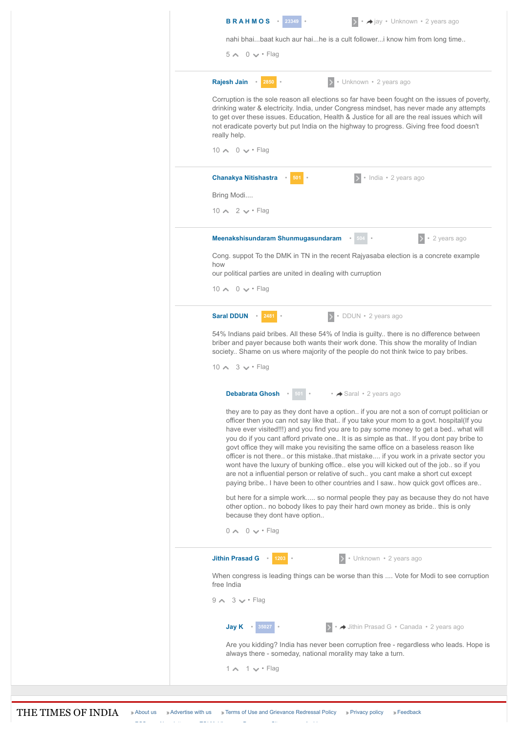**B R A H M O S** • 23349 • • jay • Unknown • 2 years ago

nahi bhai...baat kuch aur hai...he is a cult follower...i know him from long time..

5 0 • Flag

---

**Rajesh Jain** • 2850 • • Unknown • 2 years ago

Corruption is the sole reason all elections so far have been fought on the issues of poverty, drinking water & electricity. India, under Congress mindset, has never made any attempts to get over these issues. Education, Health & Justice for all are the real issues which will not eradicate poverty but put India on the highway to progress. Giving free food doesn't really help.

10 0 • Flag

---

**Chanakya Nitishastra** • 501 • • India • 2 years ago

Bring Modi....

10 2 • Flag

---

**Meenakshisundaram Shunmugasundaram** • 504 • • 2 years ago

Cong. suppot To the DMK in TN in the recent Rajyasaba election is a concrete example how
our political parties are united in dealing with curruption

10 0 • Flag

---

**Saral DDUN** • 2481 • • DDUN • 2 years ago

54% Indians paid bribes. All these 54% of India is guilty.. there is no difference between briber and payer because both wants their work done. This show the morality of Indian society.. Shame on us where majority of the people do not think twice to pay bribes.

10 3 • Flag

---

**Debabrata Ghosh** • 501 • • Saral • 2 years ago

they are to pay as they dont have a option.. if you are not a son of corrupt politician or officer then you can not say like that.. if you take your mom to a govt. hospital(If you have ever visited!!!) and you find you are to pay some money to get a bed.. what will you do if you cant afford private one.. It is as simple as that.. If you dont pay bribe to govt office they will make you revisiting the same office on a baseless reason like officer is not there.. or this mistake..that mistake.... if you work in a private sector you wont have the luxury of bunking office.. else you will kicked out of the job.. so if you are not a influential person or relative of such.. you cant make a short cut except paying bribe.. I have been to other countries and I saw.. how quick govt offices are..

but here for a simple work..... so normal people they pay as because they do not have other option.. no bobody likes to pay their hard own money as bride.. this is only because they dont have option..

0 0 • Flag

---

**Jithin Prasad G** • 1203 • • Unknown • 2 years ago

When congress is leading things can be worse than this .... Vote for Modi to see corruption free India

9 3 • Flag

---

**Jay K** • 35027 • • Jithin Prasad G • Canada • 2 years ago

Are you kidding? India has never been corruption free - regardless who leads. Hope is always there - someday, national morality may take a turn.

1 1 • Flag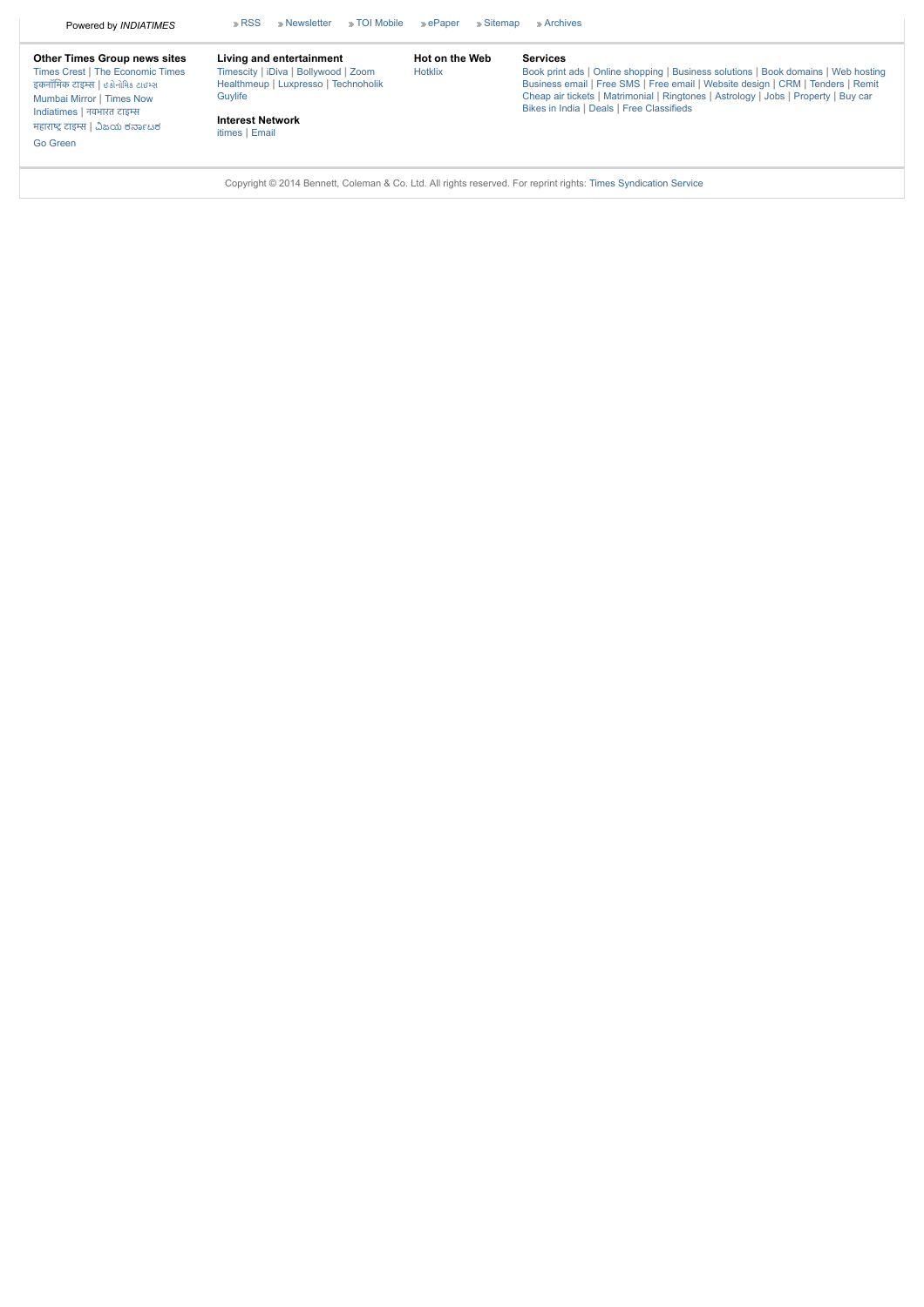Powered by *INDIATIMES*

RSS | Newsletter | TOI Mobile | ePaper | Sitemap | Archives

**Other Times Group news sites**
Times Crest | The Economic Times
इकनॉमिक टाइम्स | ઇકોનોમિક ટાઇમ્સ
Mumbai Mirror | Times Now
Indiatimes | नवभारत टाइम्स
महाराष्ट्र टाइम्स | ವಿಜಯ ಕರ್ನಾಟಕ
Go Green

**Living and entertainment**
Timescity | iDiva | Bollywood | Zoom
Healthmeup | Luxpresso | Technoholik
Guylife

**Interest Network**
itimes | Email

**Hot on the Web**
Hotklix

**Services**
Book print ads | Online shopping | Business solutions | Book domains | Web hosting
Business email | Free SMS | Free email | Website design | CRM | Tenders | Remit
Cheap air tickets | Matrimonial | Ringtones | Astrology | Jobs | Property | Buy car
Bikes in India | Deals | Free Classifieds

Copyright © 2014 Bennett, Coleman & Co. Ltd. All rights reserved. For reprint rights: Times Syndication Service